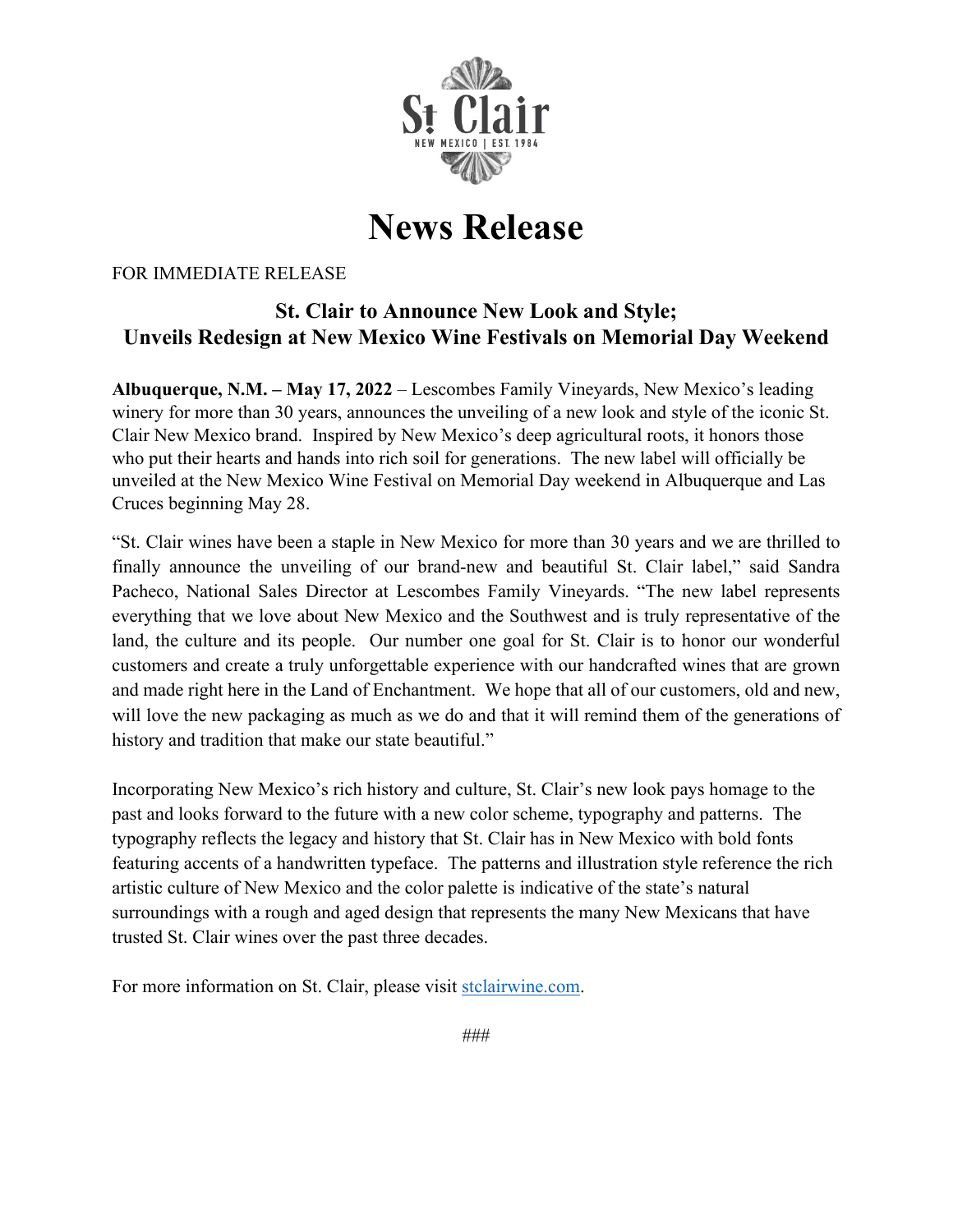St Clair

NEW MEXICO | EST. 1984

# News Release

FOR IMMEDIATE RELEASE

## St. Clair to Announce New Look and Style; Unveils Redesign at New Mexico Wine Festivals on Memorial Day Weekend

**Albuquerque, N.M. – May 17, 2022** – Lescombes Family Vineyards, New Mexico's leading winery for more than 30 years, announces the unveiling of a new look and style of the iconic St. Clair New Mexico brand. Inspired by New Mexico's deep agricultural roots, it honors those who put their hearts and hands into rich soil for generations. The new label will officially be unveiled at the New Mexico Wine Festival on Memorial Day weekend in Albuquerque and Las Cruces beginning May 28.

"St. Clair wines have been a staple in New Mexico for more than 30 years and we are thrilled to finally announce the unveiling of our brand-new and beautiful St. Clair label," said Sandra Pacheco, National Sales Director at Lescombes Family Vineyards. "The new label represents everything that we love about New Mexico and the Southwest and is truly representative of the land, the culture and its people. Our number one goal for St. Clair is to honor our wonderful customers and create a truly unforgettable experience with our handcrafted wines that are grown and made right here in the Land of Enchantment. We hope that all of our customers, old and new, will love the new packaging as much as we do and that it will remind them of the generations of history and tradition that make our state beautiful."

Incorporating New Mexico's rich history and culture, St. Clair's new look pays homage to the past and looks forward to the future with a new color scheme, typography and patterns. The typography reflects the legacy and history that St. Clair has in New Mexico with bold fonts featuring accents of a handwritten typeface. The patterns and illustration style reference the rich artistic culture of New Mexico and the color palette is indicative of the state's natural surroundings with a rough and aged design that represents the many New Mexicans that have trusted St. Clair wines over the past three decades.

For more information on St. Clair, please visit stclairwine.com.

###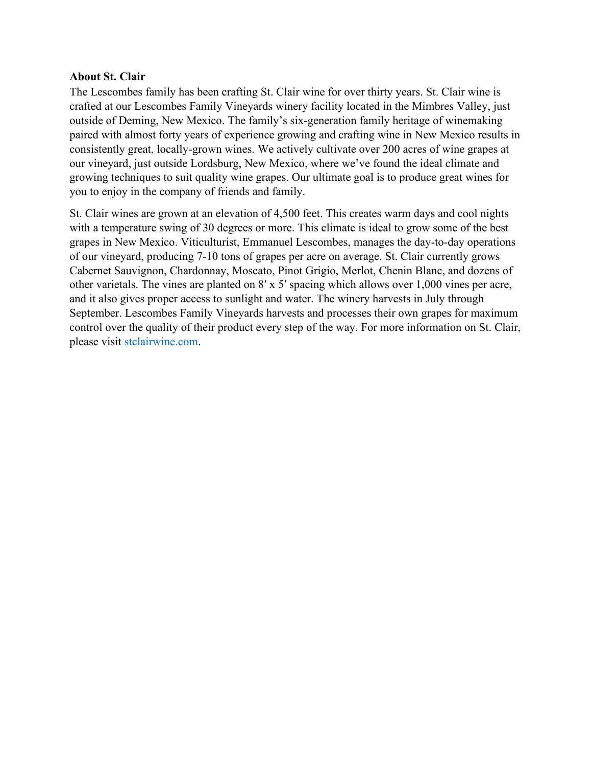**About St. Clair**

The Lescombes family has been crafting St. Clair wine for over thirty years. St. Clair wine is crafted at our Lescombes Family Vineyards winery facility located in the Mimbres Valley, just outside of Deming, New Mexico. The family's six-generation family heritage of winemaking paired with almost forty years of experience growing and crafting wine in New Mexico results in consistently great, locally-grown wines. We actively cultivate over 200 acres of wine grapes at our vineyard, just outside Lordsburg, New Mexico, where we've found the ideal climate and growing techniques to suit quality wine grapes. Our ultimate goal is to produce great wines for you to enjoy in the company of friends and family.

St. Clair wines are grown at an elevation of 4,500 feet. This creates warm days and cool nights with a temperature swing of 30 degrees or more. This climate is ideal to grow some of the best grapes in New Mexico. Viticulturist, Emmanuel Lescombes, manages the day-to-day operations of our vineyard, producing 7-10 tons of grapes per acre on average. St. Clair currently grows Cabernet Sauvignon, Chardonnay, Moscato, Pinot Grigio, Merlot, Chenin Blanc, and dozens of other varietals. The vines are planted on 8′ x 5′ spacing which allows over 1,000 vines per acre, and it also gives proper access to sunlight and water. The winery harvests in July through September. Lescombes Family Vineyards harvests and processes their own grapes for maximum control over the quality of their product every step of the way. For more information on St. Clair, please visit [stclairwine.com](http://stclairwine.com).